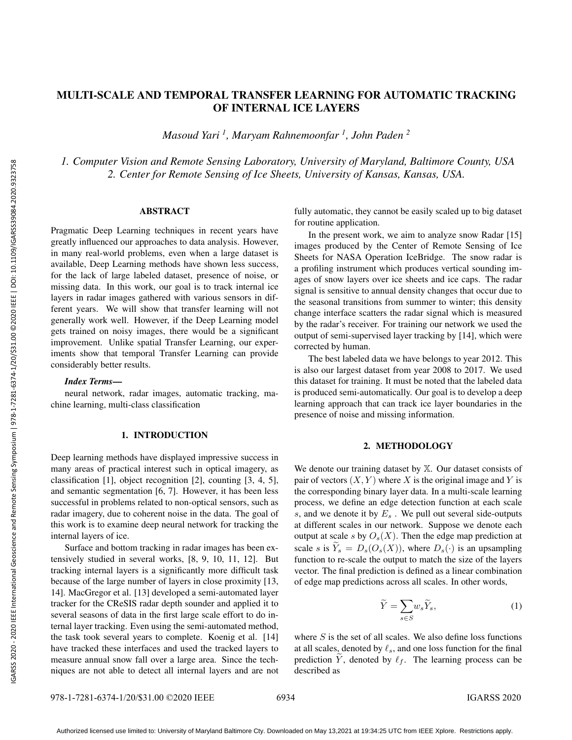# MULTI-SCALE AND TEMPORAL TRANSFER LEARNING FOR AUTOMATIC TRACKING OF INTERNAL ICE LAYERS

*Masoud Yari [1], Maryam Rahnemoonfar [1], John Paden [2]*

*1. Computer Vision and Remote Sensing Laboratory, University of Maryland, Baltimore County, USA*
*2. Center for Remote Sensing of Ice Sheets, University of Kansas, Kansas, USA.*

## ABSTRACT

Pragmatic Deep Learning techniques in recent years have greatly influenced our approaches to data analysis. However, in many real-world problems, even when a large dataset is available, Deep Learning methods have shown less success, for the lack of large labeled dataset, presence of noise, or missing data. In this work, our goal is to track internal ice layers in radar images gathered with various sensors in different years. We will show that transfer learning will not generally work well. However, if the Deep Learning model gets trained on noisy images, there would be a significant improvement. Unlike spatial Transfer Learning, our experiments show that temporal Transfer Learning can provide considerably better results.

***Index Terms—*** neural network, radar images, automatic tracking, machine learning, multi-class classification

## 1. INTRODUCTION

Deep learning methods have displayed impressive success in many areas of practical interest such in optical imagery, as classification [1], object recognition [2], counting [3, 4, 5], and semantic segmentation [6, 7]. However, it has been less successful in problems related to non-optical sensors, such as radar imagery, due to coherent noise in the data. The goal of this work is to examine deep neural network for tracking the internal layers of ice.

Surface and bottom tracking in radar images has been extensively studied in several works, [8, 9, 10, 11, 12]. But tracking internal layers is a significantly more difficult task because of the large number of layers in close proximity [13, 14]. MacGregor et al. [13] developed a semi-automated layer tracker for the CReSIS radar depth sounder and applied it to several seasons of data in the first large scale effort to do internal layer tracking. Even using the semi-automated method, the task took several years to complete. Koenig et al. [14] have tracked these interfaces and used the tracked layers to measure annual snow fall over a large area. Since the techniques are not able to detect all internal layers and are not fully automatic, they cannot be easily scaled up to big dataset for routine application.

In the present work, we aim to analyze snow Radar [15] images produced by the Center of Remote Sensing of Ice Sheets for NASA Operation IceBridge. The snow radar is a profiling instrument which produces vertical sounding images of snow layers over ice sheets and ice caps. The radar signal is sensitive to annual density changes that occur due to the seasonal transitions from summer to winter; this density change interface scatters the radar signal which is measured by the radar's receiver. For training our network we used the output of semi-supervised layer tracking by [14], which were corrected by human.

The best labeled data we have belongs to year 2012. This is also our largest dataset from year 2008 to 2017. We used this dataset for training. It must be noted that the labeled data is produced semi-automatically. Our goal is to develop a deep learning approach that can track ice layer boundaries in the presence of noise and missing information.

## 2. METHODOLOGY

We denote our training dataset by $\mathbb{X}$. Our dataset consists of pair of vectors $(X, Y)$ where $X$ is the original image and $Y$ is the corresponding binary layer data. In a multi-scale learning process, we define an edge detection function at each scale $s$, and we denote it by $E_s$ . We pull out several side-outputs at different scales in our network. Suppose we denote each output at scale $s$ by $O_s(X)$. Then the edge map prediction at scale $s$ is $\widetilde{Y}_s = D_s(O_s(X))$, where $D_s(\cdot)$ is an upsampling function to re-scale the output to match the size of the layers vector. The final prediction is defined as a linear combination of edge map predictions across all scales. In other words,

$$\widetilde{Y} = \sum_{s \in S} w_s \widetilde{Y}_s, \tag{1}$$

where $S$ is the set of all scales. We also define loss functions at all scales, denoted by $\ell_s$, and one loss function for the final prediction $\widetilde{Y}$, denoted by $\ell_f$. The learning process can be described as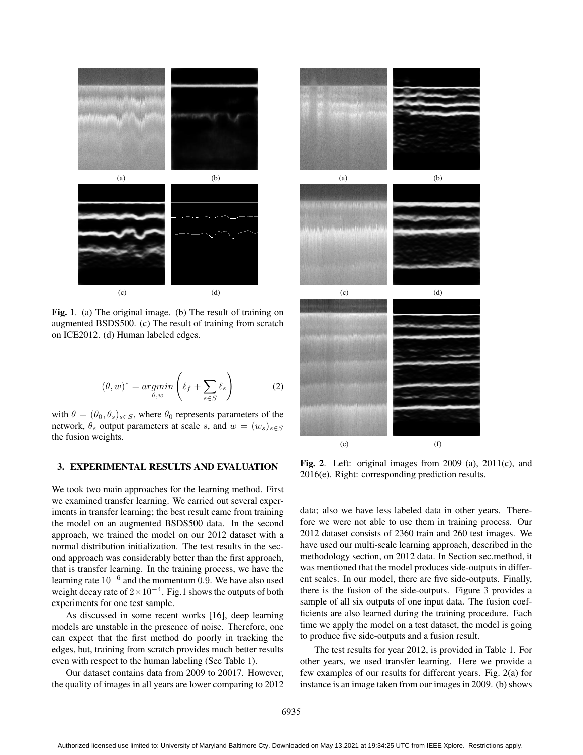(a) (b)

(c) (d)

**Fig. 1**. (a) The original image. (b) The result of training on augmented BSDS500. (c) The result of training from scratch on ICE2012. (d) Human labeled edges.

$$(\theta, w)^* = \underset{\theta, w}{argmin} \left( \ell_f + \sum_{s \in S} \ell_s \right) \tag{2}$$

with $\theta = (\theta_0, \theta_s)_{s \in S}$, where $\theta_0$ represents parameters of the network, $\theta_s$ output parameters at scale $s$, and $w = (w_s)_{s \in S}$ the fusion weights.

## 3. EXPERIMENTAL RESULTS AND EVALUATION

We took two main approaches for the learning method. First we examined transfer learning. We carried out several experiments in transfer learning; the best result came from training the model on an augmented BSDS500 data. In the second approach, we trained the model on our 2012 dataset with a normal distribution initialization. The test results in the second approach was considerably better than the first approach, that is transfer learning. In the training process, we have the learning rate $10^{-6}$ and the momentum 0.9. We have also used weight decay rate of $2 \times 10^{-4}$. Fig.1 shows the outputs of both experiments for one test sample.

As discussed in some recent works [16], deep learning models are unstable in the presence of noise. Therefore, one can expect that the first method do poorly in tracking the edges, but, training from scratch provides much better results even with respect to the human labeling (See Table 1).

Our dataset contains data from 2009 to 20017. However, the quality of images in all years are lower comparing to 2012 data; also we have less labeled data in other years. Therefore we were not able to use them in training process. Our 2012 dataset consists of 2360 train and 260 test images. We have used our multi-scale learning approach, described in the methodology section, on 2012 data. In Section sec.method, it was mentioned that the model produces side-outputs in different scales. In our model, there are five side-outputs. Finally, there is the fusion of the side-outputs. Figure 3 provides a sample of all six outputs of one input data. The fusion coefficients are also learned during the training procedure. Each time we apply the model on a test dataset, the model is going to produce five side-outputs and a fusion result.

(a) (b)

(c) (d)

(e) (f)

**Fig. 2**. Left: original images from 2009 (a), 2011(c), and 2016(e). Right: corresponding prediction results.

The test results for year 2012, is provided in Table 1. For other years, we used transfer learning. Here we provide a few examples of our results for different years. Fig. 2(a) for instance is an image taken from our images in 2009. (b) shows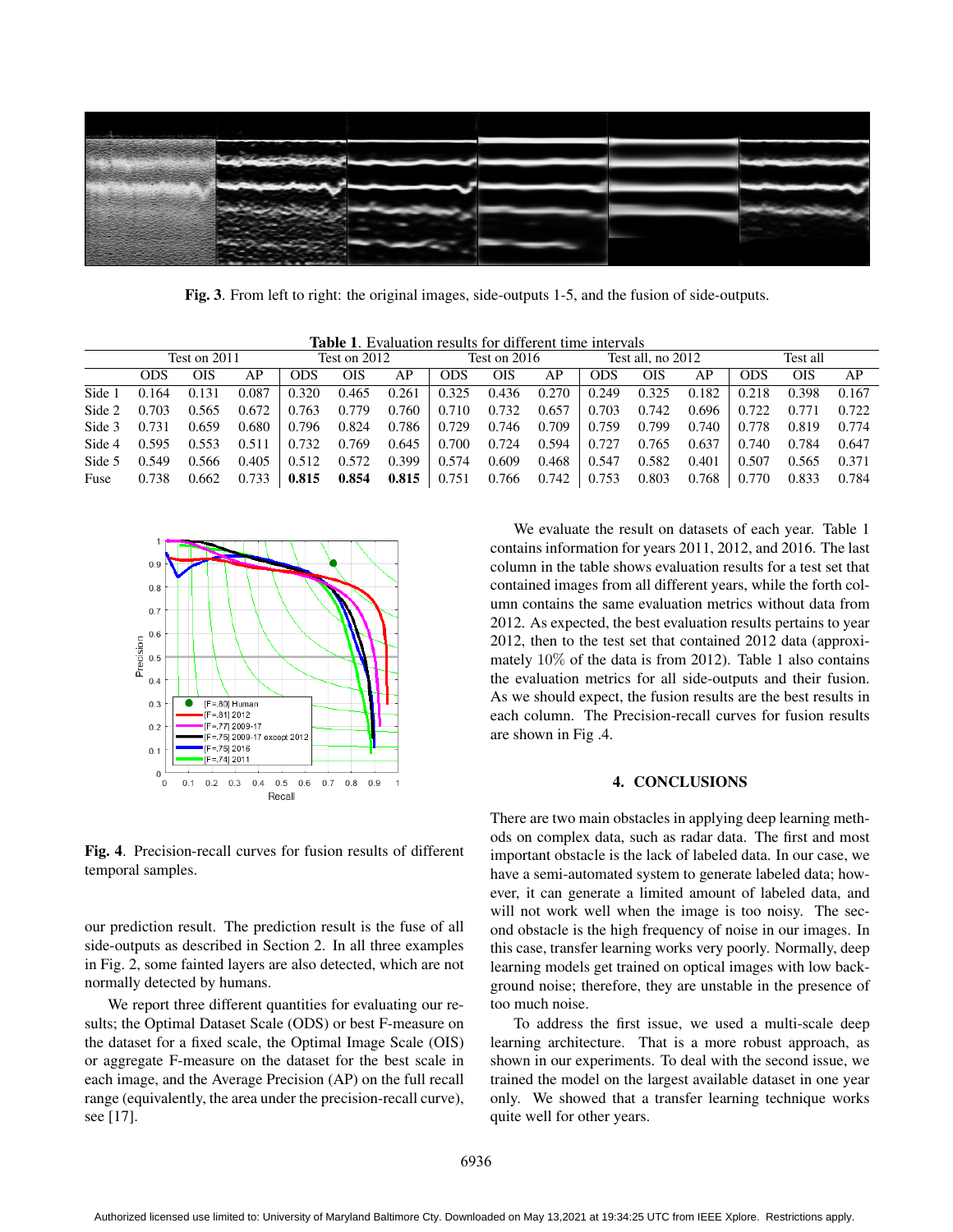**Fig. 3**. From left to right: the original images, side-outputs 1-5, and the fusion of side-outputs.

**Table 1**. Evaluation results for different time intervals

| | Test on 2011 | | | Test on 2012 | | | Test on 2016 | | | Test all, no 2012 | | | Test all | | |
|---|---|---|---|---|---|---|---|---|---|---|---|---|---|---|---|
| | ODS | OIS | AP | ODS | OIS | AP | ODS | OIS | AP | ODS | OIS | AP | ODS | OIS | AP |
| Side 1 | 0.164 | 0.131 | 0.087 | 0.320 | 0.465 | 0.261 | 0.325 | 0.436 | 0.270 | 0.249 | 0.325 | 0.182 | 0.218 | 0.398 | 0.167 |
| Side 2 | 0.703 | 0.565 | 0.672 | 0.763 | 0.779 | 0.760 | 0.710 | 0.732 | 0.657 | 0.703 | 0.742 | 0.696 | 0.722 | 0.771 | 0.722 |
| Side 3 | 0.731 | 0.659 | 0.680 | 0.796 | 0.824 | 0.786 | 0.729 | 0.746 | 0.709 | 0.759 | 0.799 | 0.740 | 0.778 | 0.819 | 0.774 |
| Side 4 | 0.595 | 0.553 | 0.511 | 0.732 | 0.769 | 0.645 | 0.700 | 0.724 | 0.594 | 0.727 | 0.765 | 0.637 | 0.740 | 0.784 | 0.647 |
| Side 5 | 0.549 | 0.566 | 0.405 | 0.512 | 0.572 | 0.399 | 0.574 | 0.609 | 0.468 | 0.547 | 0.582 | 0.401 | 0.507 | 0.565 | 0.371 |
| Fuse | 0.738 | 0.662 | 0.733 | **0.815** | **0.854** | **0.815** | 0.751 | 0.766 | 0.742 | 0.753 | 0.803 | 0.768 | 0.770 | 0.833 | 0.784 |

Precision
Recall
[F=.80] Human
[F=.81] 2012
[F=.77] 2009-17
[F=.75] 2009-17 except 2012
[F=.75] 2016
[F=.74] 2011

**Fig. 4**. Precision-recall curves for fusion results of different temporal samples.

our prediction result. The prediction result is the fuse of all side-outputs as described in Section 2. In all three examples in Fig. 2, some fainted layers are also detected, which are not normally detected by humans.

We report three different quantities for evaluating our results; the Optimal Dataset Scale (ODS) or best F-measure on the dataset for a fixed scale, the Optimal Image Scale (OIS) or aggregate F-measure on the dataset for the best scale in each image, and the Average Precision (AP) on the full recall range (equivalently, the area under the precision-recall curve), see [17].

We evaluate the result on datasets of each year. Table 1 contains information for years 2011, 2012, and 2016. The last column in the table shows evaluation results for a test set that contained images from all different years, while the forth column contains the same evaluation metrics without data from 2012. As expected, the best evaluation results pertains to year 2012, then to the test set that contained 2012 data (approximately 10% of the data is from 2012). Table 1 also contains the evaluation metrics for all side-outputs and their fusion. As we should expect, the fusion results are the best results in each column. The Precision-recall curves for fusion results are shown in Fig .4.

## 4. CONCLUSIONS

There are two main obstacles in applying deep learning methods on complex data, such as radar data. The first and most important obstacle is the lack of labeled data. In our case, we have a semi-automated system to generate labeled data; however, it can generate a limited amount of labeled data, and will not work well when the image is too noisy. The second obstacle is the high frequency of noise in our images. In this case, transfer learning works very poorly. Normally, deep learning models get trained on optical images with low background noise; therefore, they are unstable in the presence of too much noise.

To address the first issue, we used a multi-scale deep learning architecture. That is a more robust approach, as shown in our experiments. To deal with the second issue, we trained the model on the largest available dataset in one year only. We showed that a transfer learning technique works quite well for other years.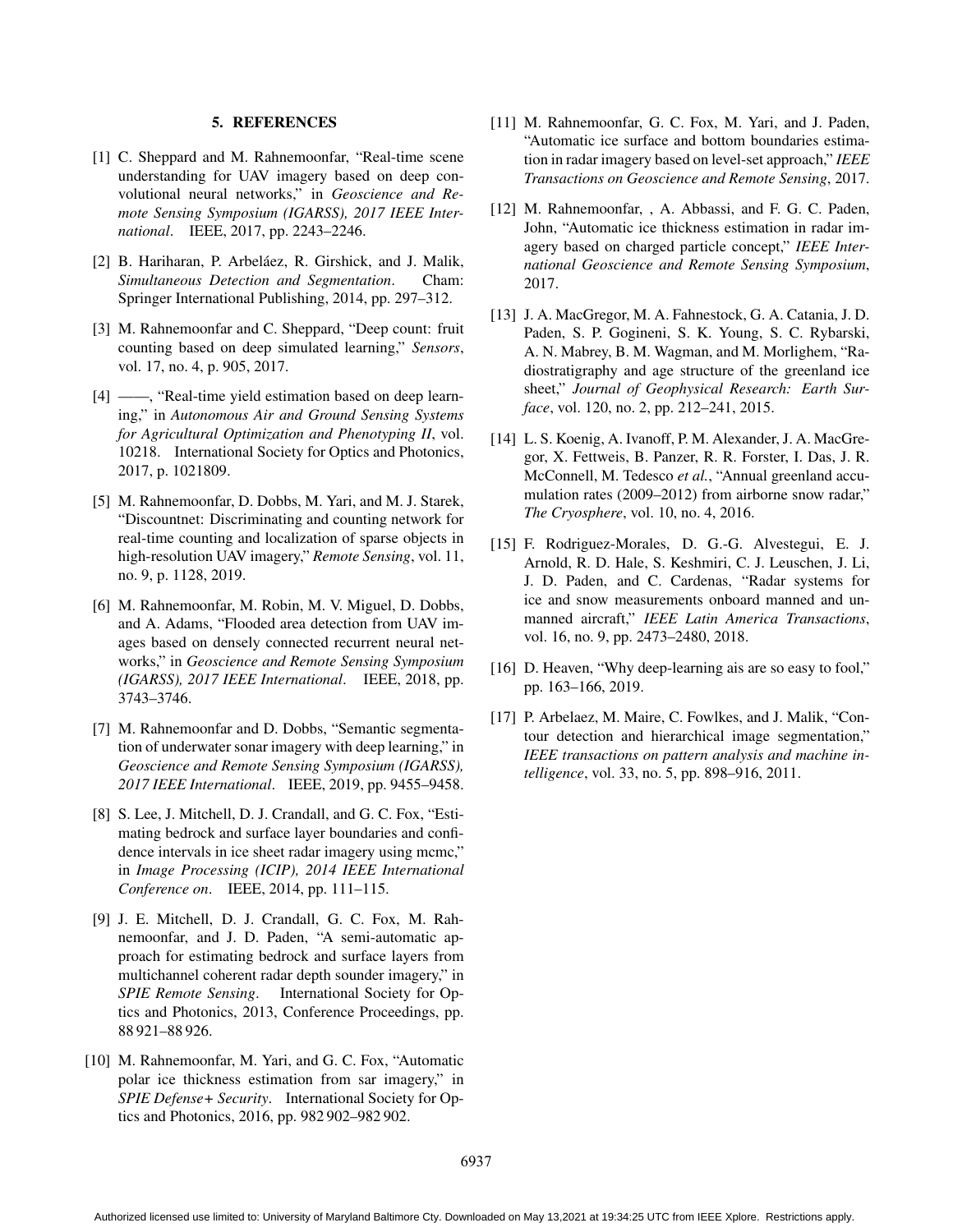## 5. REFERENCES

[1] C. Sheppard and M. Rahnemoonfar, "Real-time scene understanding for UAV imagery based on deep convolutional neural networks," in *Geoscience and Remote Sensing Symposium (IGARSS), 2017 IEEE International*. IEEE, 2017, pp. 2243–2246.

[2] B. Hariharan, P. Arbeláez, R. Girshick, and J. Malik, *Simultaneous Detection and Segmentation*. Cham: Springer International Publishing, 2014, pp. 297–312.

[3] M. Rahnemoonfar and C. Sheppard, "Deep count: fruit counting based on deep simulated learning," *Sensors*, vol. 17, no. 4, p. 905, 2017.

[4] ——, "Real-time yield estimation based on deep learning," in *Autonomous Air and Ground Sensing Systems for Agricultural Optimization and Phenotyping II*, vol. 10218. International Society for Optics and Photonics, 2017, p. 1021809.

[5] M. Rahnemoonfar, D. Dobbs, M. Yari, and M. J. Starek, "Discountnet: Discriminating and counting network for real-time counting and localization of sparse objects in high-resolution UAV imagery," *Remote Sensing*, vol. 11, no. 9, p. 1128, 2019.

[6] M. Rahnemoonfar, M. Robin, M. V. Miguel, D. Dobbs, and A. Adams, "Flooded area detection from UAV images based on densely connected recurrent neural networks," in *Geoscience and Remote Sensing Symposium (IGARSS), 2017 IEEE International*. IEEE, 2018, pp. 3743–3746.

[7] M. Rahnemoonfar and D. Dobbs, "Semantic segmentation of underwater sonar imagery with deep learning," in *Geoscience and Remote Sensing Symposium (IGARSS), 2017 IEEE International*. IEEE, 2019, pp. 9455–9458.

[8] S. Lee, J. Mitchell, D. J. Crandall, and G. C. Fox, "Estimating bedrock and surface layer boundaries and confidence intervals in ice sheet radar imagery using mcmc," in *Image Processing (ICIP), 2014 IEEE International Conference on*. IEEE, 2014, pp. 111–115.

[9] J. E. Mitchell, D. J. Crandall, G. C. Fox, M. Rahnemoonfar, and J. D. Paden, "A semi-automatic approach for estimating bedrock and surface layers from multichannel coherent radar depth sounder imagery," in *SPIE Remote Sensing*. International Society for Optics and Photonics, 2013, Conference Proceedings, pp. 88 921–88 926.

[10] M. Rahnemoonfar, M. Yari, and G. C. Fox, "Automatic polar ice thickness estimation from sar imagery," in *SPIE Defense+ Security*. International Society for Optics and Photonics, 2016, pp. 982 902–982 902.

[11] M. Rahnemoonfar, G. C. Fox, M. Yari, and J. Paden, "Automatic ice surface and bottom boundaries estimation in radar imagery based on level-set approach," *IEEE Transactions on Geoscience and Remote Sensing*, 2017.

[12] M. Rahnemoonfar, , A. Abbassi, and F. G. C. Paden, John, "Automatic ice thickness estimation in radar imagery based on charged particle concept," *IEEE International Geoscience and Remote Sensing Symposium*, 2017.

[13] J. A. MacGregor, M. A. Fahnestock, G. A. Catania, J. D. Paden, S. P. Gogineni, S. K. Young, S. C. Rybarski, A. N. Mabrey, B. M. Wagman, and M. Morlighem, "Radiostratigraphy and age structure of the greenland ice sheet," *Journal of Geophysical Research: Earth Surface*, vol. 120, no. 2, pp. 212–241, 2015.

[14] L. S. Koenig, A. Ivanoff, P. M. Alexander, J. A. MacGregor, X. Fettweis, B. Panzer, R. R. Forster, I. Das, J. R. McConnell, M. Tedesco *et al.*, "Annual greenland accumulation rates (2009–2012) from airborne snow radar," *The Cryosphere*, vol. 10, no. 4, 2016.

[15] F. Rodriguez-Morales, D. G.-G. Alvestegui, E. J. Arnold, R. D. Hale, S. Keshmiri, C. J. Leuschen, J. Li, J. D. Paden, and C. Cardenas, "Radar systems for ice and snow measurements onboard manned and unmanned aircraft," *IEEE Latin America Transactions*, vol. 16, no. 9, pp. 2473–2480, 2018.

[16] D. Heaven, "Why deep-learning ais are so easy to fool," pp. 163–166, 2019.

[17] P. Arbelaez, M. Maire, C. Fowlkes, and J. Malik, "Contour detection and hierarchical image segmentation," *IEEE transactions on pattern analysis and machine intelligence*, vol. 33, no. 5, pp. 898–916, 2011.